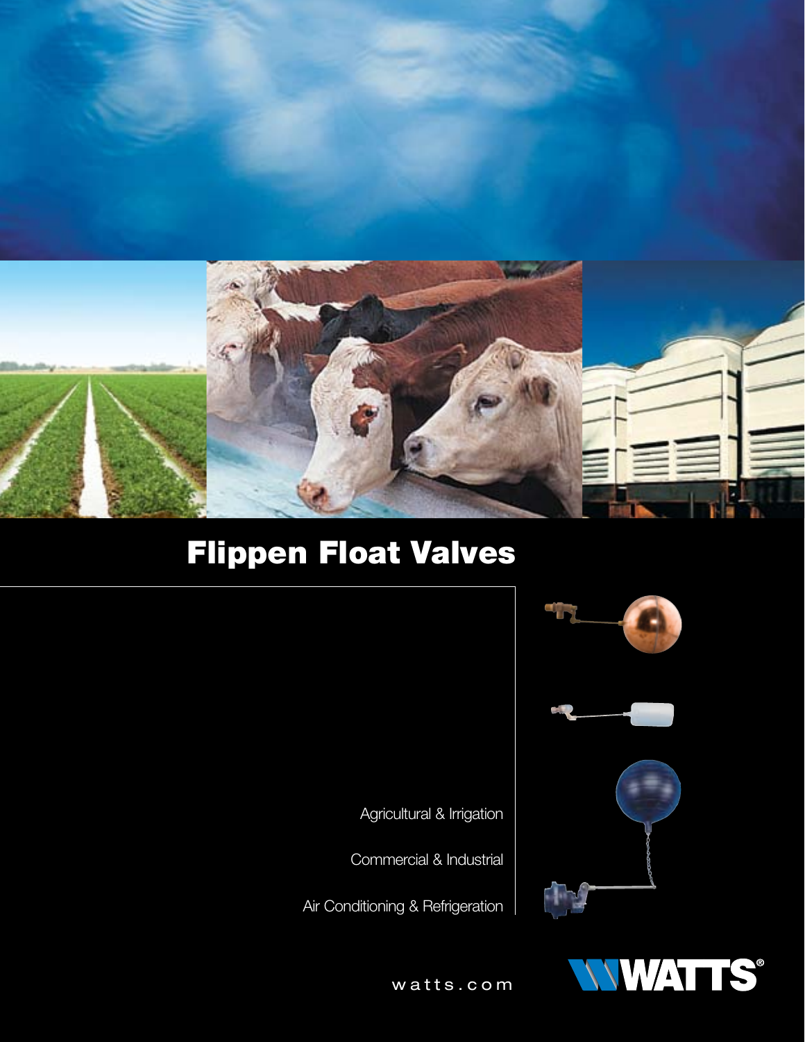# Flippen Float Valves

Agricultural & Irrigation

Commercial & Industrial

Air Conditioning & Refrigeration

watts.com

WATTS®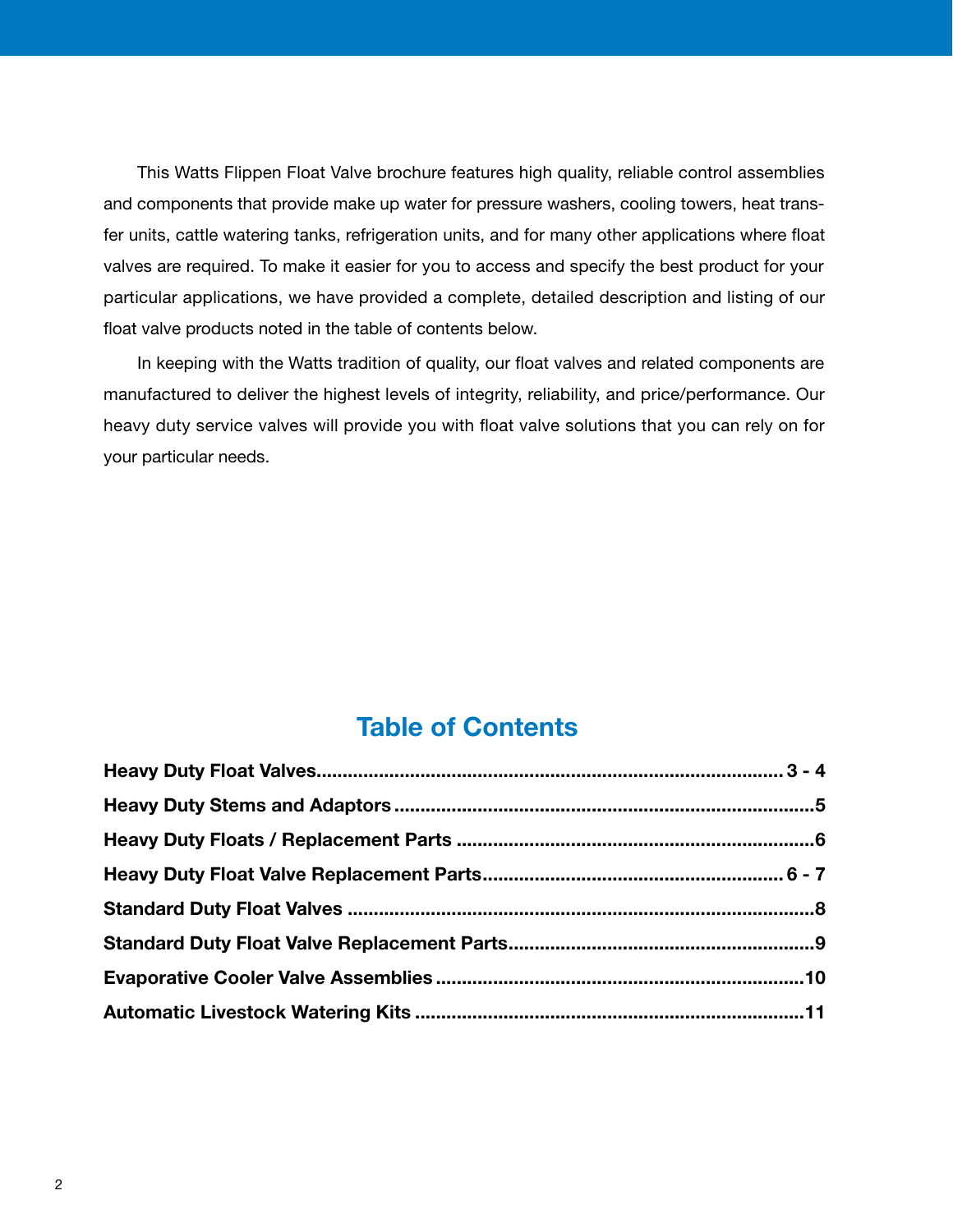This Watts Flippen Float Valve brochure features high quality, reliable control assemblies and components that provide make up water for pressure washers, cooling towers, heat transfer units, cattle watering tanks, refrigeration units, and for many other applications where float valves are required. To make it easier for you to access and specify the best product for your particular applications, we have provided a complete, detailed description and listing of our float valve products noted in the table of contents below.

In keeping with the Watts tradition of quality, our float valves and related components are manufactured to deliver the highest levels of integrity, reliability, and price/performance. Our heavy duty service valves will provide you with float valve solutions that you can rely on for your particular needs.

## Table of Contents

**Heavy Duty Float Valves....................................................................... 3 - 4**

**Heavy Duty Stems and Adaptors..............................................................5**

**Heavy Duty Floats / Replacement Parts ...................................................6**

**Heavy Duty Float Valve Replacement Parts........................................ 6 - 7**

**Standard Duty Float Valves .......................................................................8**

**Standard Duty Float Valve Replacement Parts.........................................9**

**Evaporative Cooler Valve Assemblies .....................................................10**

**Automatic Livestock Watering Kits .........................................................11**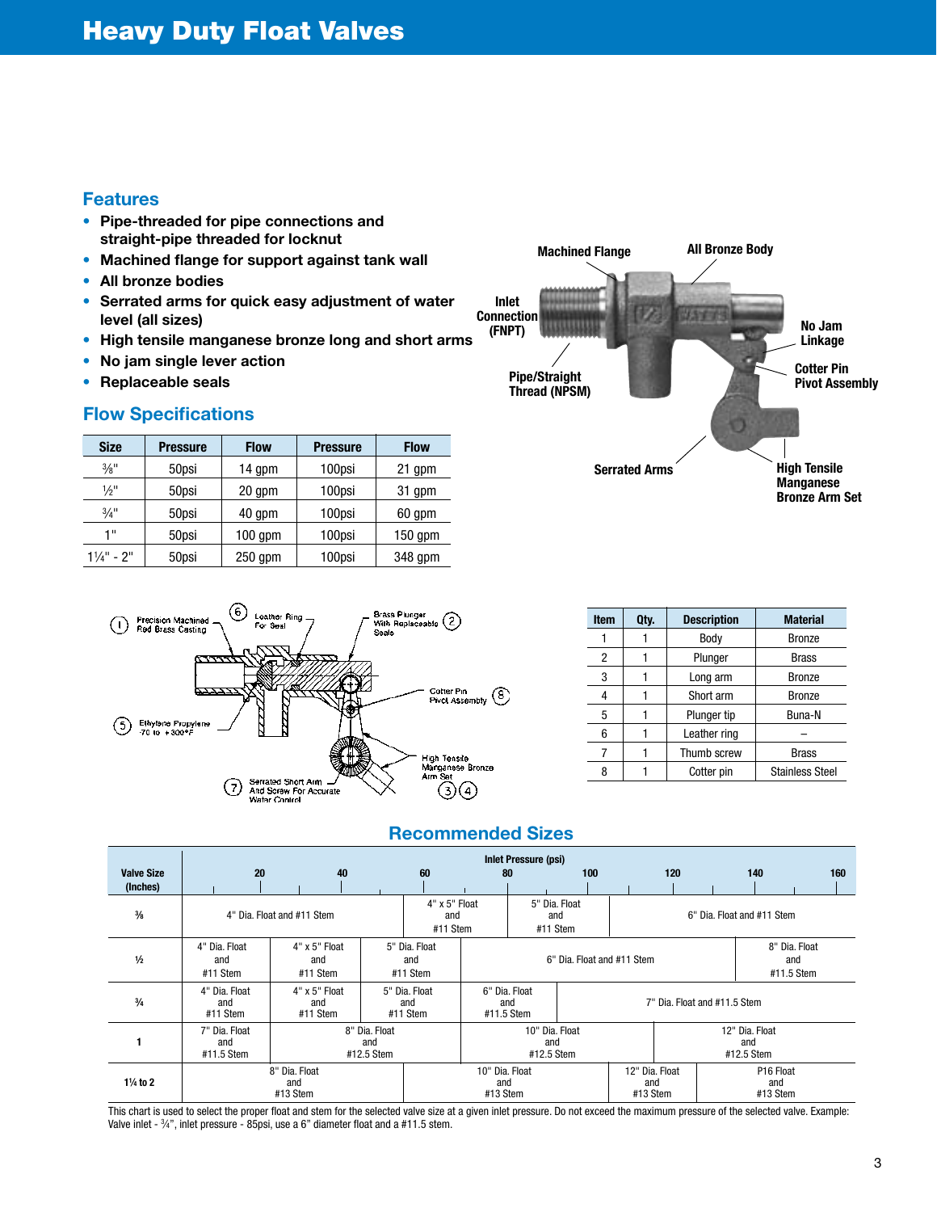# Heavy Duty Float Valves

## Features

- **Pipe-threaded for pipe connections and straight-pipe threaded for locknut**
- **Machined flange for support against tank wall**
- **All bronze bodies**
- **Serrated arms for quick easy adjustment of water level (all sizes)**
- **High tensile manganese bronze long and short arms**
- **No jam single lever action**
- **Replaceable seals**

## Flow Specifications

| Size | Pressure | Flow | Pressure | Flow |
|---|---|---|---|---|
| ⅜" | 50psi | 14 gpm | 100psi | 21 gpm |
| ½" | 50psi | 20 gpm | 100psi | 31 gpm |
| ¾" | 50psi | 40 gpm | 100psi | 60 gpm |
| 1" | 50psi | 100 gpm | 100psi | 150 gpm |
| 1¼" - 2" | 50psi | 250 gpm | 100psi | 348 gpm |

| Item | Qty. | Description | Material |
|---|---|---|---|
| 1 | 1 | Body | Bronze |
| 2 | 1 | Plunger | Brass |
| 3 | 1 | Long arm | Bronze |
| 4 | 1 | Short arm | Bronze |
| 5 | 1 | Plunger tip | Buna-N |
| 6 | 1 | Leather ring | – |
| 7 | 1 | Thumb screw | Brass |
| 8 | 1 | Cotter pin | Stainless Steel |

## Recommended Sizes

| Valve Size (Inches) | Inlet Pressure (psi) 20 – 160 (increasing →) | | | | |
|---|---|---|---|---|---|
| ⅜ | 4" Dia. Float and #11 Stem | 4" x 5" Float and #11 Stem | 5" Dia. Float and #11 Stem | 6" Dia. Float and #11 Stem | |
| ½ | 4" Dia. Float and #11 Stem | 4" x 5" Float and #11 Stem | 5" Dia. Float and #11 Stem | 6" Dia. Float and #11 Stem | 8" Dia. Float and #11.5 Stem |
| ¾ | 4" Dia. Float and #11 Stem | 4" x 5" Float and #11 Stem | 5" Dia. Float and #11 Stem | 6" Dia. Float and #11.5 Stem | 7" Dia. Float and #11.5 Stem |
| 1 | 7" Dia. Float and #11.5 Stem | 8" Dia. Float and #12.5 Stem | 10" Dia. Float and #12.5 Stem | 12" Dia. Float and #12.5 Stem | |
| 1¼ to 2 | 8" Dia. Float and #13 Stem | 10" Dia. Float and #13 Stem | 12" Dia. Float and #13 Stem | P16 Float and #13 Stem | |

This chart is used to select the proper float and stem for the selected valve size at a given inlet pressure. Do not exceed the maximum pressure of the selected valve. Example: Valve inlet - ¾", inlet pressure - 85psi, use a 6" diameter float and a #11.5 stem.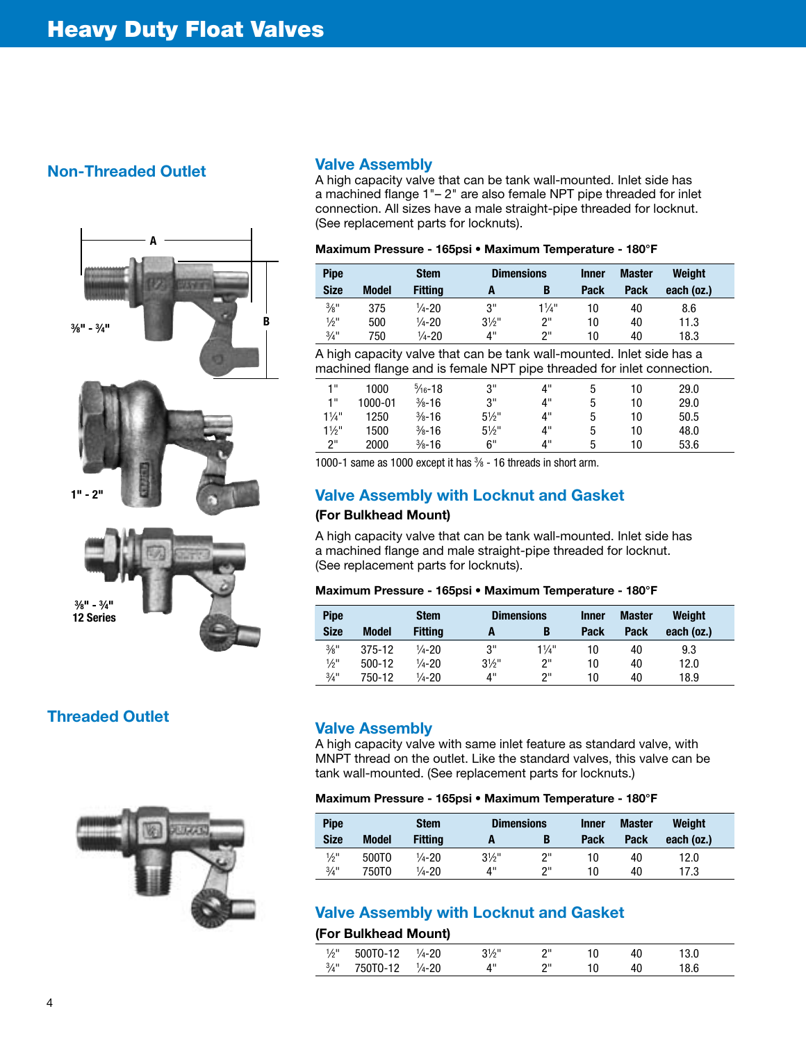# Heavy Duty Float Valves

## Non-Threaded Outlet

A

B

⅜" - ¾"

1" - 2"

⅜" - ¾"
12 Series

### Valve Assembly

A high capacity valve that can be tank wall-mounted. Inlet side has a machined flange 1"– 2" are also female NPT pipe threaded for inlet connection. All sizes have a male straight-pipe threaded for locknut. (See replacement parts for locknuts).

**Maximum Pressure - 165psi • Maximum Temperature - 180°F**

| Pipe Size | Model | Stem Fitting | Dimensions A | Dimensions B | Inner Pack | Master Pack | Weight each (oz.) |
|---|---|---|---|---|---|---|---|
| ⅜" | 375 | ¼-20 | 3" | 1¼" | 10 | 40 | 8.6 |
| ½" | 500 | ¼-20 | 3½" | 2" | 10 | 40 | 11.3 |
| ¾" | 750 | ¼-20 | 4" | 2" | 10 | 40 | 18.3 |

A high capacity valve that can be tank wall-mounted. Inlet side has a machined flange and is female NPT pipe threaded for inlet connection.

| Pipe Size | Model | Stem Fitting | Dimensions A | Dimensions B | Inner Pack | Master Pack | Weight each (oz.) |
|---|---|---|---|---|---|---|---|
| 1" | 1000 | 5⁄16-18 | 3" | 4" | 5 | 10 | 29.0 |
| 1" | 1000-01 | ⅜-16 | 3" | 4" | 5 | 10 | 29.0 |
| 1¼" | 1250 | ⅜-16 | 5½" | 4" | 5 | 10 | 50.5 |
| 1½" | 1500 | ⅜-16 | 5½" | 4" | 5 | 10 | 48.0 |
| 2" | 2000 | ⅜-16 | 6" | 4" | 5 | 10 | 53.6 |

1000-1 same as 1000 except it has ⅜ - 16 threads in short arm.

### Valve Assembly with Locknut and Gasket

**(For Bulkhead Mount)**

A high capacity valve that can be tank wall-mounted. Inlet side has a machined flange and male straight-pipe threaded for locknut. (See replacement parts for locknuts).

**Maximum Pressure - 165psi • Maximum Temperature - 180°F**

| Pipe Size | Model | Stem Fitting | Dimensions A | Dimensions B | Inner Pack | Master Pack | Weight each (oz.) |
|---|---|---|---|---|---|---|---|
| ⅜" | 375-12 | ¼-20 | 3" | 1¼" | 10 | 40 | 9.3 |
| ½" | 500-12 | ¼-20 | 3½" | 2" | 10 | 40 | 12.0 |
| ¾" | 750-12 | ¼-20 | 4" | 2" | 10 | 40 | 18.9 |

## Threaded Outlet

### Valve Assembly

A high capacity valve with same inlet feature as standard valve, with MNPT thread on the outlet. Like the standard valves, this valve can be tank wall-mounted. (See replacement parts for locknuts.)

**Maximum Pressure - 165psi • Maximum Temperature - 180°F**

| Pipe Size | Model | Stem Fitting | Dimensions A | Dimensions B | Inner Pack | Master Pack | Weight each (oz.) |
|---|---|---|---|---|---|---|---|
| ½" | 500TO | ¼-20 | 3½" | 2" | 10 | 40 | 12.0 |
| ¾" | 750TO | ¼-20 | 4" | 2" | 10 | 40 | 17.3 |

### Valve Assembly with Locknut and Gasket

**(For Bulkhead Mount)**

| Pipe Size | Model | Stem Fitting | Dimensions A | Dimensions B | Inner Pack | Master Pack | Weight each (oz.) |
|---|---|---|---|---|---|---|---|
| ½" | 500TO-12 | ¼-20 | 3½" | 2" | 10 | 40 | 13.0 |
| ¾" | 750TO-12 | ¼-20 | 4" | 2" | 10 | 40 | 18.6 |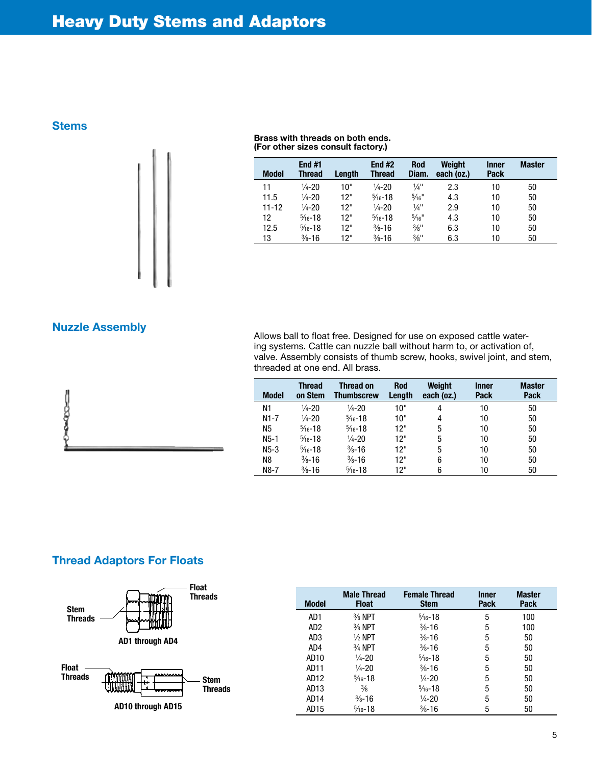# Heavy Duty Stems and Adaptors

## Stems

**Brass with threads on both ends.**
**(For other sizes consult factory.)**

| Model | End #1 Thread | Length | End #2 Thread | Rod Diam. | Weight each (oz.) | Inner Pack | Master |
|---|---|---|---|---|---|---|---|
| 11 | ¼-20 | 10" | ¼-20 | ¼" | 2.3 | 10 | 50 |
| 11.5 | ¼-20 | 12" | 5⁄16-18 | 5⁄16" | 4.3 | 10 | 50 |
| 11-12 | ¼-20 | 12" | ¼-20 | ¼" | 2.9 | 10 | 50 |
| 12 | 5⁄16-18 | 12" | 5⁄16-18 | 5⁄16" | 4.3 | 10 | 50 |
| 12.5 | 5⁄16-18 | 12" | ⅜-16 | ⅜" | 6.3 | 10 | 50 |
| 13 | ⅜-16 | 12" | ⅜-16 | ⅜" | 6.3 | 10 | 50 |

## Nuzzle Assembly

Allows ball to float free. Designed for use on exposed cattle watering systems. Cattle can nuzzle ball without harm to, or activation of, valve. Assembly consists of thumb screw, hooks, swivel joint, and stem, threaded at one end. All brass.

| Model | Thread on Stem | Thread on Thumbscrew | Rod Length | Weight each (oz.) | Inner Pack | Master Pack |
|---|---|---|---|---|---|---|
| N1 | ¼-20 | ¼-20 | 10" | 4 | 10 | 50 |
| N1-7 | ¼-20 | 5⁄16-18 | 10" | 4 | 10 | 50 |
| N5 | 5⁄16-18 | 5⁄16-18 | 12" | 5 | 10 | 50 |
| N5-1 | 5⁄16-18 | ¼-20 | 12" | 5 | 10 | 50 |
| N5-3 | 5⁄16-18 | ⅜-16 | 12" | 5 | 10 | 50 |
| N8 | ⅜-16 | ⅜-16 | 12" | 6 | 10 | 50 |
| N8-7 | ⅜-16 | 5⁄16-18 | 12" | 6 | 10 | 50 |

## Thread Adaptors For Floats

Stem Threads — Float Threads

AD1 through AD4

Float Threads — Stem Threads

AD10 through AD15

| Model | Male Thread Float | Female Thread Stem | Inner Pack | Master Pack |
|---|---|---|---|---|
| AD1 | ⅜ NPT | 5⁄16-18 | 5 | 100 |
| AD2 | ⅜ NPT | ⅜-16 | 5 | 100 |
| AD3 | ½ NPT | ⅜-16 | 5 | 50 |
| AD4 | ¾ NPT | ⅜-16 | 5 | 50 |
| AD10 | ¼-20 | 5⁄16-18 | 5 | 50 |
| AD11 | ¼-20 | ⅜-16 | 5 | 50 |
| AD12 | 5⁄16-18 | ¼-20 | 5 | 50 |
| AD13 | ⅜ | 5⁄16-18 | 5 | 50 |
| AD14 | ⅜-16 | ¼-20 | 5 | 50 |
| AD15 | 5⁄16-18 | ⅜-16 | 5 | 50 |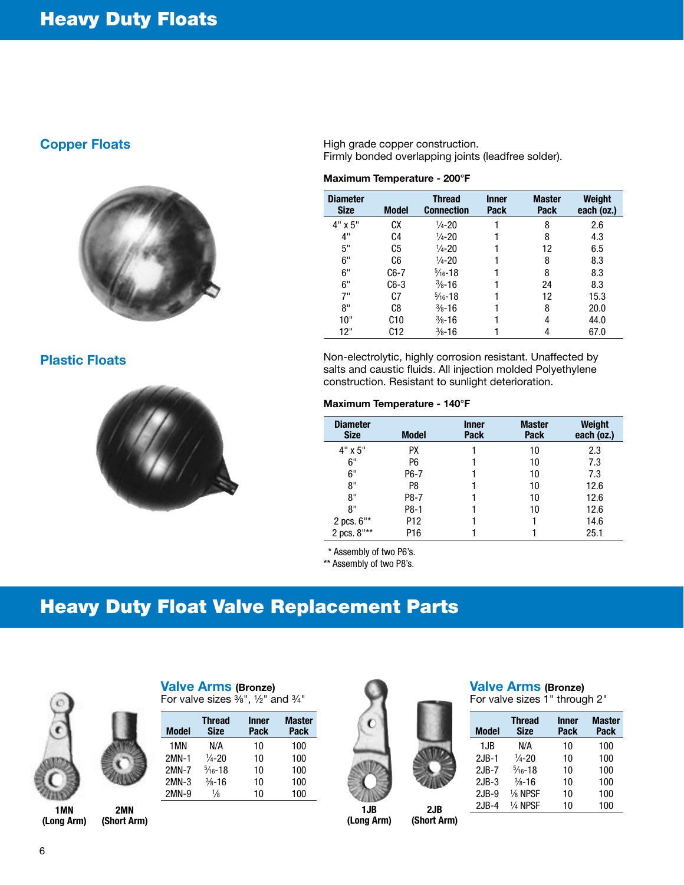# Heavy Duty Floats

## Copper Floats

High grade copper construction.
Firmly bonded overlapping joints (leadfree solder).

**Maximum Temperature - 200°F**

| Diameter Size | Model | Thread Connection | Inner Pack | Master Pack | Weight each (oz.) |
|---|---|---|---|---|---|
| 4" x 5" | CX | ¼-20 | 1 | 8 | 2.6 |
| 4" | C4 | ¼-20 | 1 | 8 | 4.3 |
| 5" | C5 | ¼-20 | 1 | 12 | 6.5 |
| 6" | C6 | ¼-20 | 1 | 8 | 8.3 |
| 6" | C6-7 | 5⁄16-18 | 1 | 8 | 8.3 |
| 6" | C6-3 | ⅜-16 | 1 | 24 | 8.3 |
| 7" | C7 | 5⁄16-18 | 1 | 12 | 15.3 |
| 8" | C8 | ⅜-16 | 1 | 8 | 20.0 |
| 10" | C10 | ⅜-16 | 1 | 4 | 44.0 |
| 12" | C12 | ⅜-16 | 1 | 4 | 67.0 |

## Plastic Floats

Non-electrolytic, highly corrosion resistant. Unaffected by salts and caustic fluids. All injection molded Polyethylene construction. Resistant to sunlight deterioration.

**Maximum Temperature - 140°F**

| Diameter Size | Model | Inner Pack | Master Pack | Weight each (oz.) |
|---|---|---|---|---|
| 4" x 5" | PX | 1 | 10 | 2.3 |
| 6" | P6 | 1 | 10 | 7.3 |
| 6" | P6-7 | 1 | 10 | 7.3 |
| 8" | P8 | 1 | 10 | 12.6 |
| 8" | P8-7 | 1 | 10 | 12.6 |
| 8" | P8-1 | 1 | 10 | 12.6 |
| 2 pcs. 6"* | P12 | 1 | 1 | 14.6 |
| 2 pcs. 8"** | P16 | 1 | 1 | 25.1 |

\* Assembly of two P6's.
\** Assembly of two P8's.

# Heavy Duty Float Valve Replacement Parts

1MN (Long Arm) 2MN (Short Arm)

## Valve Arms (Bronze)

For valve sizes ⅜", ½" and ¾"

| Model | Thread Size | Inner Pack | Master Pack |
|---|---|---|---|
| 1MN | N/A | 10 | 100 |
| 2MN-1 | ¼-20 | 10 | 100 |
| 2MN-7 | 5⁄16-18 | 10 | 100 |
| 2MN-3 | ⅜-16 | 10 | 100 |
| 2MN-9 | ⅛ | 10 | 100 |

1JB (Long Arm) 2JB (Short Arm)

## Valve Arms (Bronze)

For valve sizes 1" through 2"

| Model | Thread Size | Inner Pack | Master Pack |
|---|---|---|---|
| 1JB | N/A | 10 | 100 |
| 2JB-1 | ¼-20 | 10 | 100 |
| 2JB-7 | 5⁄16-18 | 10 | 100 |
| 2JB-3 | ⅜-16 | 10 | 100 |
| 2JB-9 | ⅛ NPSF | 10 | 100 |
| 2JB-4 | ¼ NPSF | 10 | 100 |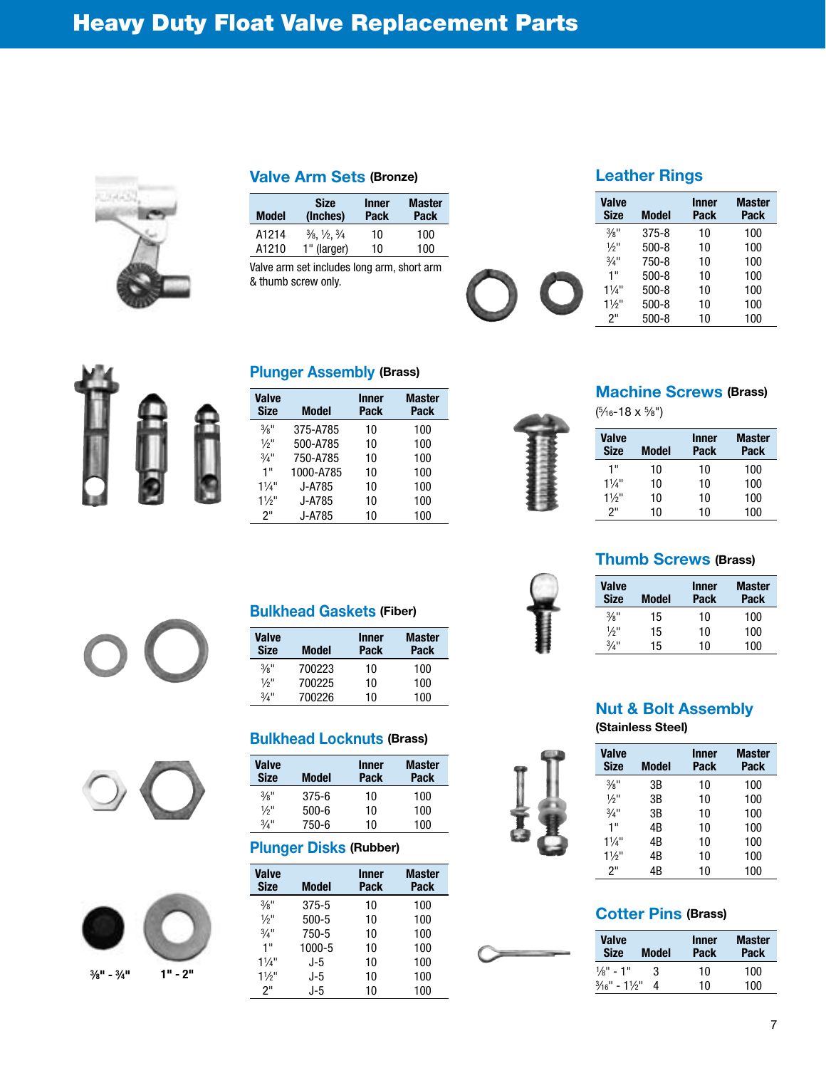# Heavy Duty Float Valve Replacement Parts

## Valve Arm Sets (Bronze)

| Model | Size (Inches) | Inner Pack | Master Pack |
|---|---|---|---|
| A1214 | ⅜, ½, ¾ | 10 | 100 |
| A1210 | 1" (larger) | 10 | 100 |

Valve arm set includes long arm, short arm & thumb screw only.

## Plunger Assembly (Brass)

| Valve Size | Model | Inner Pack | Master Pack |
|---|---|---|---|
| ⅜" | 375-A785 | 10 | 100 |
| ½" | 500-A785 | 10 | 100 |
| ¾" | 750-A785 | 10 | 100 |
| 1" | 1000-A785 | 10 | 100 |
| 1¼" | J-A785 | 10 | 100 |
| 1½" | J-A785 | 10 | 100 |
| 2" | J-A785 | 10 | 100 |

## Bulkhead Gaskets (Fiber)

| Valve Size | Model | Inner Pack | Master Pack |
|---|---|---|---|
| ⅜" | 700223 | 10 | 100 |
| ½" | 700225 | 10 | 100 |
| ¾" | 700226 | 10 | 100 |

## Bulkhead Locknuts (Brass)

| Valve Size | Model | Inner Pack | Master Pack |
|---|---|---|---|
| ⅜" | 375-6 | 10 | 100 |
| ½" | 500-6 | 10 | 100 |
| ¾" | 750-6 | 10 | 100 |

## Plunger Disks (Rubber)

| Valve Size | Model | Inner Pack | Master Pack |
|---|---|---|---|
| ⅜" | 375-5 | 10 | 100 |
| ½" | 500-5 | 10 | 100 |
| ¾" | 750-5 | 10 | 100 |
| 1" | 1000-5 | 10 | 100 |
| 1¼" | J-5 | 10 | 100 |
| 1½" | J-5 | 10 | 100 |
| 2" | J-5 | 10 | 100 |

⅜" - ¾"   1" - 2"

## Leather Rings

| Valve Size | Model | Inner Pack | Master Pack |
|---|---|---|---|
| ⅜" | 375-8 | 10 | 100 |
| ½" | 500-8 | 10 | 100 |
| ¾" | 750-8 | 10 | 100 |
| 1" | 500-8 | 10 | 100 |
| 1¼" | 500-8 | 10 | 100 |
| 1½" | 500-8 | 10 | 100 |
| 2" | 500-8 | 10 | 100 |

## Machine Screws (Brass)

(5⁄16-18 x ⅝")

| Valve Size | Model | Inner Pack | Master Pack |
|---|---|---|---|
| 1" | 10 | 10 | 100 |
| 1¼" | 10 | 10 | 100 |
| 1½" | 10 | 10 | 100 |
| 2" | 10 | 10 | 100 |

## Thumb Screws (Brass)

| Valve Size | Model | Inner Pack | Master Pack |
|---|---|---|---|
| ⅜" | 15 | 10 | 100 |
| ½" | 15 | 10 | 100 |
| ¾" | 15 | 10 | 100 |

## Nut & Bolt Assembly

**(Stainless Steel)**

| Valve Size | Model | Inner Pack | Master Pack |
|---|---|---|---|
| ⅜" | 3B | 10 | 100 |
| ½" | 3B | 10 | 100 |
| ¾" | 3B | 10 | 100 |
| 1" | 4B | 10 | 100 |
| 1¼" | 4B | 10 | 100 |
| 1½" | 4B | 10 | 100 |
| 2" | 4B | 10 | 100 |

## Cotter Pins (Brass)

| Valve Size | Model | Inner Pack | Master Pack |
|---|---|---|---|
| ⅛" - 1" | 3 | 10 | 100 |
| 3⁄16" - 1½" | 4 | 10 | 100 |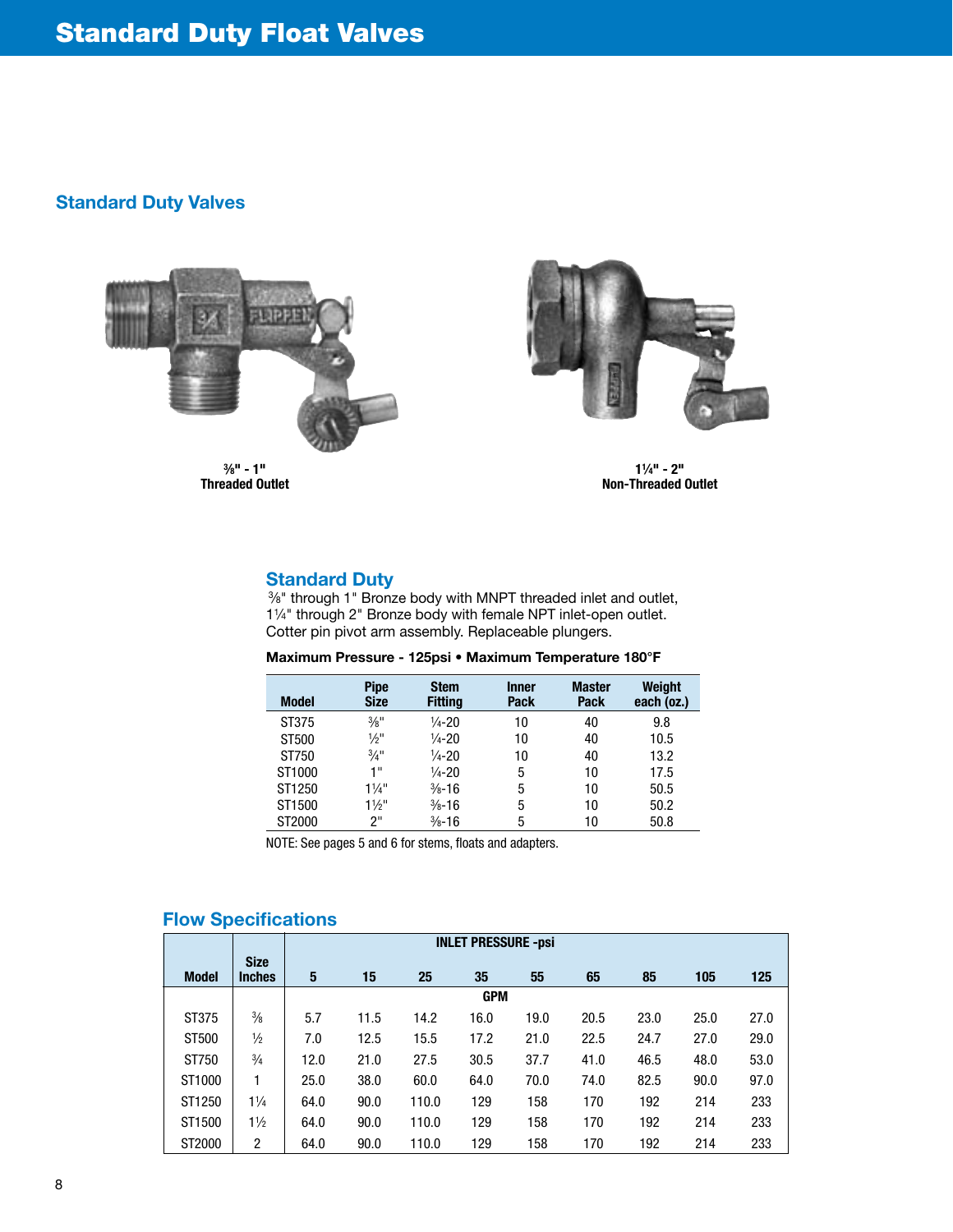# Standard Duty Float Valves

## Standard Duty Valves

⅜" - 1"
Threaded Outlet

1¼" - 2"
Non-Threaded Outlet

### Standard Duty

⅜" through 1" Bronze body with MNPT threaded inlet and outlet,
1¼" through 2" Bronze body with female NPT inlet-open outlet.
Cotter pin pivot arm assembly. Replaceable plungers.

**Maximum Pressure - 125psi • Maximum Temperature 180°F**

| Model | Pipe Size | Stem Fitting | Inner Pack | Master Pack | Weight each (oz.) |
|---|---|---|---|---|---|
| ST375 | ⅜" | ¼-20 | 10 | 40 | 9.8 |
| ST500 | ½" | ¼-20 | 10 | 40 | 10.5 |
| ST750 | ¾" | ¼-20 | 10 | 40 | 13.2 |
| ST1000 | 1" | ¼-20 | 5 | 10 | 17.5 |
| ST1250 | 1¼" | ⅜-16 | 5 | 10 | 50.5 |
| ST1500 | 1½" | ⅜-16 | 5 | 10 | 50.2 |
| ST2000 | 2" | ⅜-16 | 5 | 10 | 50.8 |

NOTE: See pages 5 and 6 for stems, floats and adapters.

### Flow Specifications

| Model | Size Inches | INLET PRESSURE -psi | | | | | | | | |
|---|---|---|---|---|---|---|---|---|---|---|
| | | 5 | 15 | 25 | 35 | 55 | 65 | 85 | 105 | 125 |
| | | GPM | | | | | | | | |
| ST375 | ⅜ | 5.7 | 11.5 | 14.2 | 16.0 | 19.0 | 20.5 | 23.0 | 25.0 | 27.0 |
| ST500 | ½ | 7.0 | 12.5 | 15.5 | 17.2 | 21.0 | 22.5 | 24.7 | 27.0 | 29.0 |
| ST750 | ¾ | 12.0 | 21.0 | 27.5 | 30.5 | 37.7 | 41.0 | 46.5 | 48.0 | 53.0 |
| ST1000 | 1 | 25.0 | 38.0 | 60.0 | 64.0 | 70.0 | 74.0 | 82.5 | 90.0 | 97.0 |
| ST1250 | 1¼ | 64.0 | 90.0 | 110.0 | 129 | 158 | 170 | 192 | 214 | 233 |
| ST1500 | 1½ | 64.0 | 90.0 | 110.0 | 129 | 158 | 170 | 192 | 214 | 233 |
| ST2000 | 2 | 64.0 | 90.0 | 110.0 | 129 | 158 | 170 | 192 | 214 | 233 |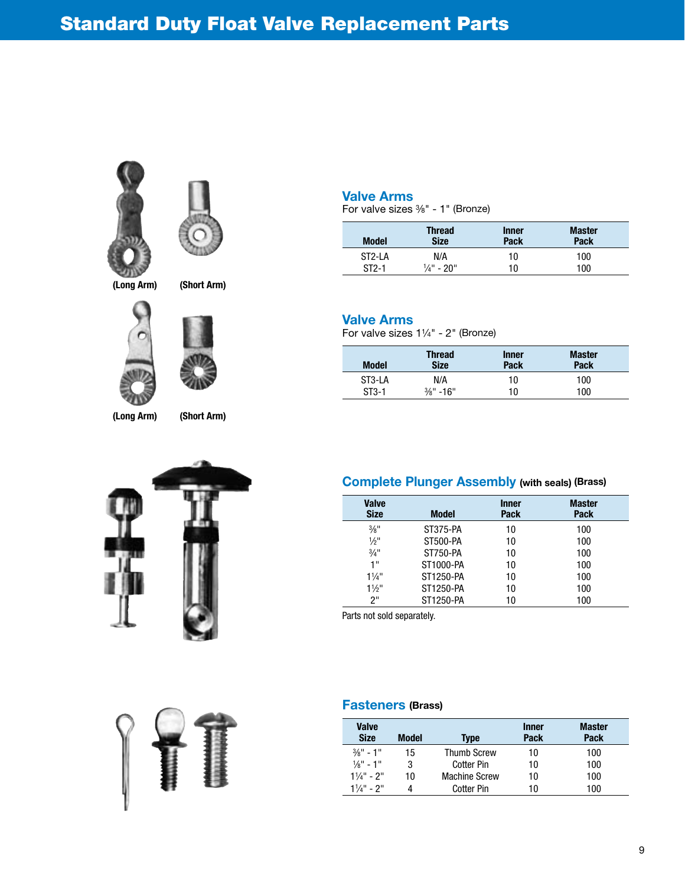# Standard Duty Float Valve Replacement Parts

(Long Arm) (Short Arm)

(Long Arm) (Short Arm)

## Valve Arms

For valve sizes ⅜" - 1" (Bronze)

| Model | Thread Size | Inner Pack | Master Pack |
|---|---|---|---|
| ST2-LA | N/A | 10 | 100 |
| ST2-1 | ¼" - 20" | 10 | 100 |

## Valve Arms

For valve sizes 1¼" - 2" (Bronze)

| Model | Thread Size | Inner Pack | Master Pack |
|---|---|---|---|
| ST3-LA | N/A | 10 | 100 |
| ST3-1 | ⅜" -16" | 10 | 100 |

## Complete Plunger Assembly (with seals) (Brass)

| Valve Size | Model | Inner Pack | Master Pack |
|---|---|---|---|
| ⅜" | ST375-PA | 10 | 100 |
| ½" | ST500-PA | 10 | 100 |
| ¾" | ST750-PA | 10 | 100 |
| 1" | ST1000-PA | 10 | 100 |
| 1¼" | ST1250-PA | 10 | 100 |
| 1½" | ST1250-PA | 10 | 100 |
| 2" | ST1250-PA | 10 | 100 |

Parts not sold separately.

## Fasteners (Brass)

| Valve Size | Model | Type | Inner Pack | Master Pack |
|---|---|---|---|---|
| ⅜" - 1" | 15 | Thumb Screw | 10 | 100 |
| ⅛" - 1" | 3 | Cotter Pin | 10 | 100 |
| 1¼" - 2" | 10 | Machine Screw | 10 | 100 |
| 1¼" - 2" | 4 | Cotter Pin | 10 | 100 |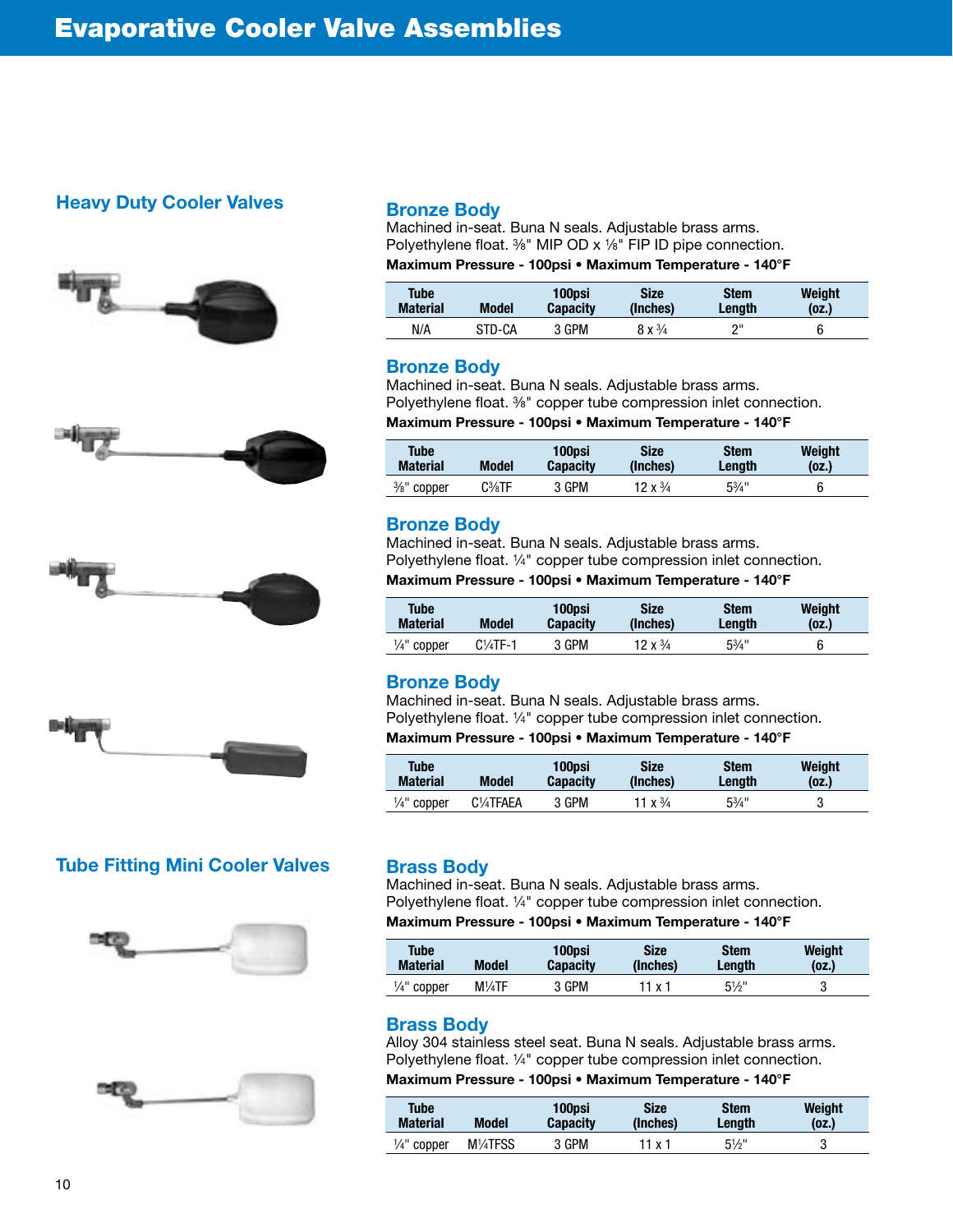# Evaporative Cooler Valve Assemblies

## Heavy Duty Cooler Valves

### Bronze Body

Machined in-seat. Buna N seals. Adjustable brass arms.
Polyethylene float. ⅜" MIP OD x ⅛" FIP ID pipe connection.

**Maximum Pressure - 100psi • Maximum Temperature - 140°F**

| Tube Material | Model | 100psi Capacity | Size (Inches) | Stem Length | Weight (oz.) |
|---|---|---|---|---|---|
| N/A | STD-CA | 3 GPM | 8 x ¾ | 2" | 6 |

### Bronze Body

Machined in-seat. Buna N seals. Adjustable brass arms.
Polyethylene float. ⅜" copper tube compression inlet connection.

**Maximum Pressure - 100psi • Maximum Temperature - 140°F**

| Tube Material | Model | 100psi Capacity | Size (Inches) | Stem Length | Weight (oz.) |
|---|---|---|---|---|---|
| ⅜" copper | C⅜TF | 3 GPM | 12 x ¾ | 5¾" | 6 |

### Bronze Body

Machined in-seat. Buna N seals. Adjustable brass arms.
Polyethylene float. ¼" copper tube compression inlet connection.

**Maximum Pressure - 100psi • Maximum Temperature - 140°F**

| Tube Material | Model | 100psi Capacity | Size (Inches) | Stem Length | Weight (oz.) |
|---|---|---|---|---|---|
| ¼" copper | C¼TF-1 | 3 GPM | 12 x ¾ | 5¾" | 6 |

### Bronze Body

Machined in-seat. Buna N seals. Adjustable brass arms.
Polyethylene float. ¼" copper tube compression inlet connection.

**Maximum Pressure - 100psi • Maximum Temperature - 140°F**

| Tube Material | Model | 100psi Capacity | Size (Inches) | Stem Length | Weight (oz.) |
|---|---|---|---|---|---|
| ¼" copper | C¼TFAEA | 3 GPM | 11 x ¾ | 5¾" | 3 |

## Tube Fitting Mini Cooler Valves

### Brass Body

Machined in-seat. Buna N seals. Adjustable brass arms.
Polyethylene float. ¼" copper tube compression inlet connection.

**Maximum Pressure - 100psi • Maximum Temperature - 140°F**

| Tube Material | Model | 100psi Capacity | Size (Inches) | Stem Length | Weight (oz.) |
|---|---|---|---|---|---|
| ¼" copper | M¼TF | 3 GPM | 11 x 1 | 5½" | 3 |

### Brass Body

Alloy 304 stainless steel seat. Buna N seals. Adjustable brass arms.
Polyethylene float. ¼" copper tube compression inlet connection.

**Maximum Pressure - 100psi • Maximum Temperature - 140°F**

| Tube Material | Model | 100psi Capacity | Size (Inches) | Stem Length | Weight (oz.) |
|---|---|---|---|---|---|
| ¼" copper | M¼TFSS | 3 GPM | 11 x 1 | 5½" | 3 |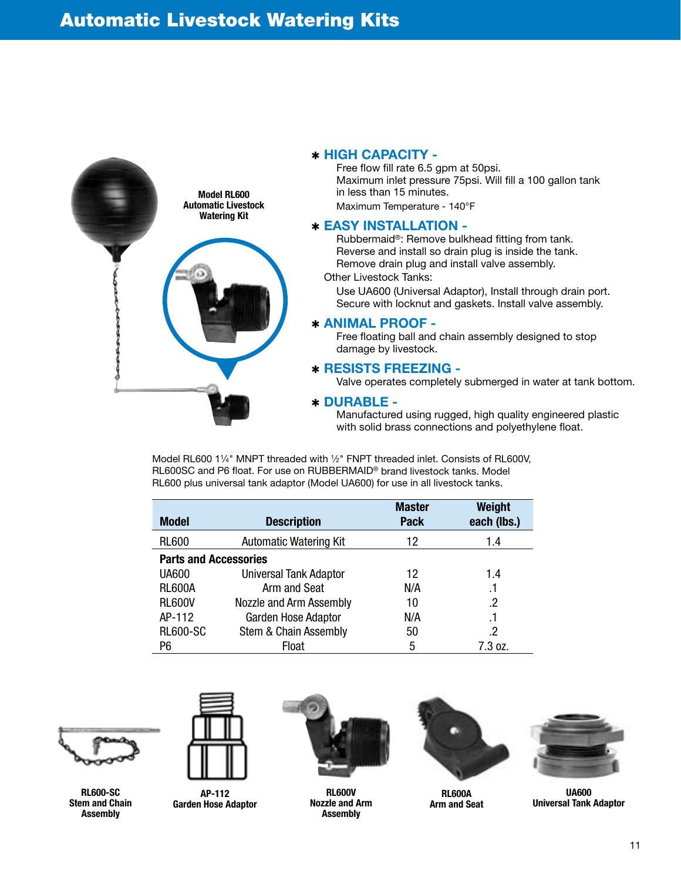# Automatic Livestock Watering Kits

Model RL600
Automatic Livestock
Watering Kit

**✱ HIGH CAPACITY -**

Free flow fill rate 6.5 gpm at 50psi.
Maximum inlet pressure 75psi. Will fill a 100 gallon tank in less than 15 minutes.
Maximum Temperature - 140°F

**✱ EASY INSTALLATION -**

Rubbermaid®: Remove bulkhead fitting from tank. Reverse and install so drain plug is inside the tank. Remove drain plug and install valve assembly.

Other Livestock Tanks:

Use UA600 (Universal Adaptor), Install through drain port. Secure with locknut and gaskets. Install valve assembly.

**✱ ANIMAL PROOF -**

Free floating ball and chain assembly designed to stop damage by livestock.

**✱ RESISTS FREEZING -**

Valve operates completely submerged in water at tank bottom.

**✱ DURABLE -**

Manufactured using rugged, high quality engineered plastic with solid brass connections and polyethylene float.

Model RL600 1¼" MNPT threaded with ½" FNPT threaded inlet. Consists of RL600V, RL600SC and P6 float. For use on RUBBERMAID® brand livestock tanks. Model RL600 plus universal tank adaptor (Model UA600) for use in all livestock tanks.

| Model | Description | Master Pack | Weight each (lbs.) |
|---|---|---|---|
| RL600 | Automatic Watering Kit | 12 | 1.4 |
| **Parts and Accessories** | | | |
| UA600 | Universal Tank Adaptor | 12 | 1.4 |
| RL600A | Arm and Seat | N/A | .1 |
| RL600V | Nozzle and Arm Assembly | 10 | .2 |
| AP-112 | Garden Hose Adaptor | N/A | .1 |
| RL600-SC | Stem & Chain Assembly | 50 | .2 |
| P6 | Float | 5 | 7.3 oz. |

**RL600-SC**
**Stem and Chain Assembly**

**AP-112**
**Garden Hose Adaptor**

**RL600V**
**Nozzle and Arm Assembly**

**RL600A**
**Arm and Seat**

**UA600**
**Universal Tank Adaptor**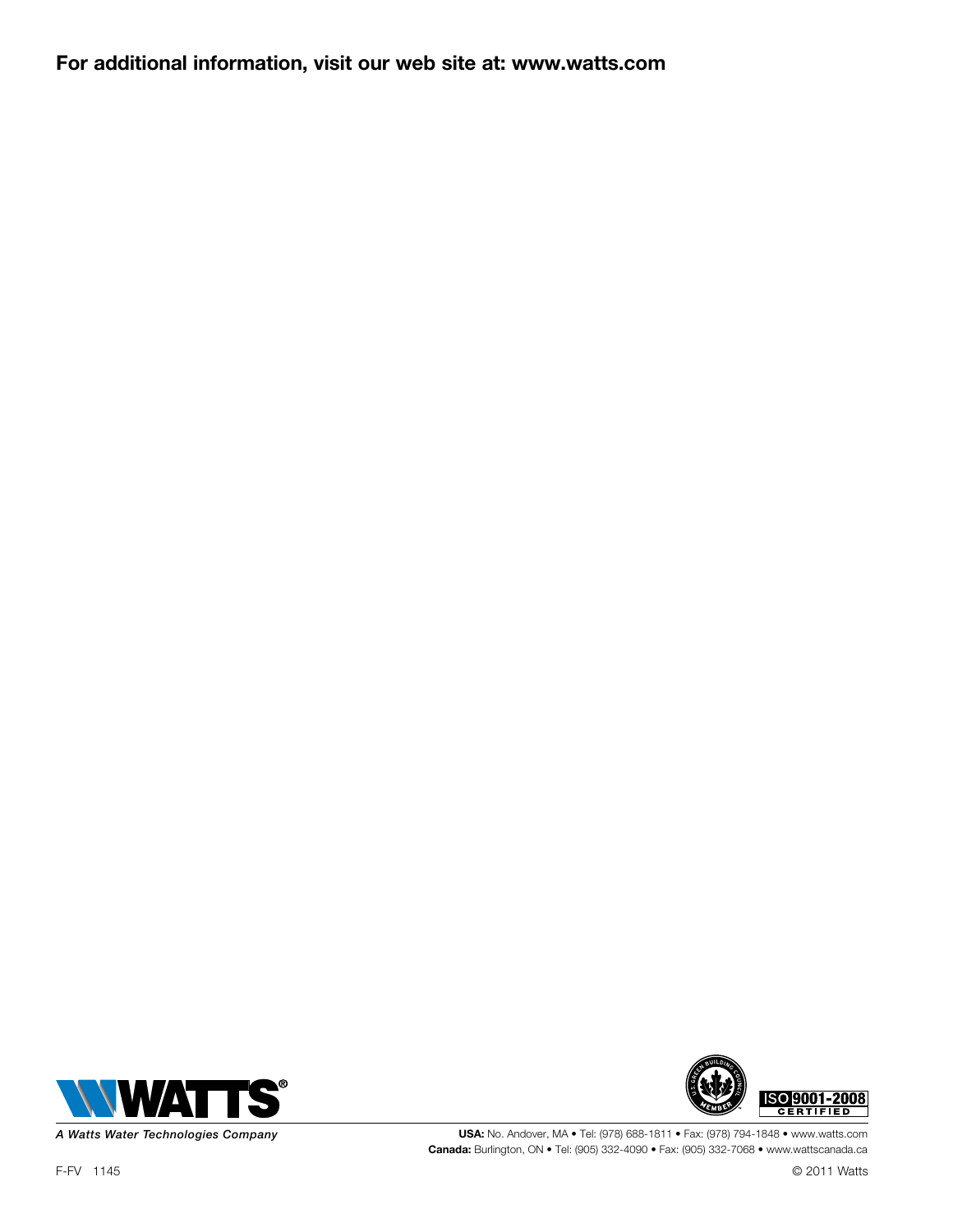**For additional information, visit our web site at: www.watts.com**

*A Watts Water Technologies Company*

**USA:** No. Andover, MA • Tel: (978) 688-1811 • Fax: (978) 794-1848 • www.watts.com
**Canada:** Burlington, ON • Tel: (905) 332-4090 • Fax: (905) 332-7068 • www.wattscanada.ca

ISO 9001-2008 CERTIFIED

F-FV 1145

© 2011 Watts